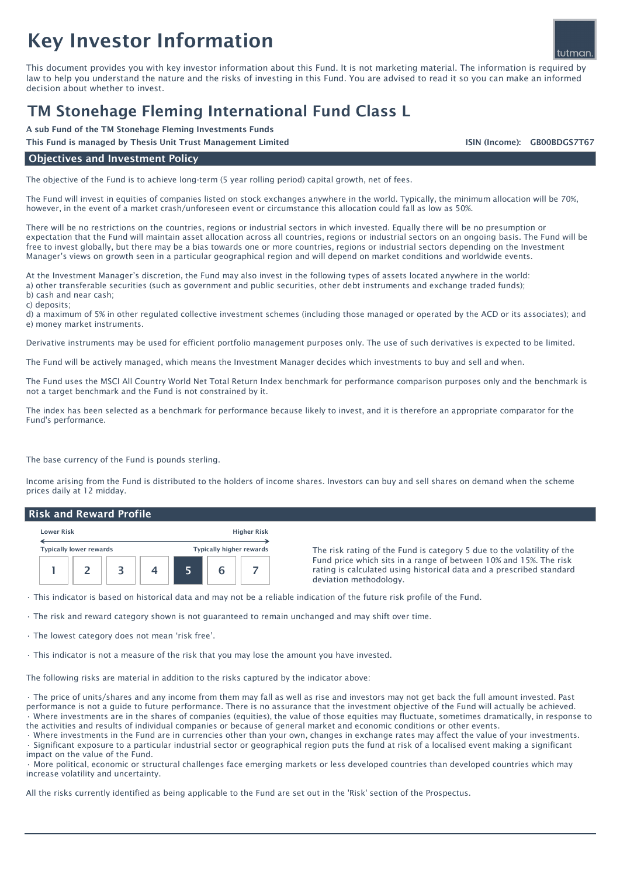# Key Investor Information

This document provides you with key investor information about this Fund. It is not marketing material. The information is required by law to help you understand the nature and the risks of investing in this Fund. You are advised to read it so you can make an informed decision about whether to invest.

## TM Stonehage Fleming International Fund Class L

**A sub Fund of the TM Stonehage Fleming Investments Funds**

**This Fund is managed by Thesis Unit Trust Management Limited**

**ISIN (Income): GB00BDGS7T67**

### Objectives and Investment Policy

The objective of the Fund is to achieve long-term (5 year rolling period) capital growth, net of fees.

The Fund will invest in equities of companies listed on stock exchanges anywhere in the world. Typically, the minimum allocation will be 70%, however, in the event of a market crash/unforeseen event or circumstance this allocation could fall as low as 50%.

There will be no restrictions on the countries, regions or industrial sectors in which invested. Equally there will be no presumption or expectation that the Fund will maintain asset allocation across all countries, regions or industrial sectors on an ongoing basis. The Fund will be free to invest globally, but there may be a bias towards one or more countries, regions or industrial sectors depending on the Investment Manager's views on growth seen in a particular geographical region and will depend on market conditions and worldwide events.

At the Investment Manager's discretion, the Fund may also invest in the following types of assets located anywhere in the world:
a) other transferable securities (such as government and public securities, other debt instruments and exchange traded funds);
b) cash and near cash;
c) deposits;
d) a maximum of 5% in other regulated collective investment schemes (including those managed or operated by the ACD or its associates); and
e) money market instruments.

Derivative instruments may be used for efficient portfolio management purposes only. The use of such derivatives is expected to be limited.

The Fund will be actively managed, which means the Investment Manager decides which investments to buy and sell and when.

The Fund uses the MSCI All Country World Net Total Return Index benchmark for performance comparison purposes only and the benchmark is not a target benchmark and the Fund is not constrained by it.

The index has been selected as a benchmark for performance because likely to invest, and it is therefore an appropriate comparator for the Fund's performance.

The base currency of the Fund is pounds sterling.

Income arising from the Fund is distributed to the holders of income shares. Investors can buy and sell shares on demand when the scheme prices daily at 12 midday.

### Risk and Reward Profile

| Lower Risk | | | | | | Higher Risk |
|---|---|---|---|---|---|---|
| Typically lower rewards | | | | | | Typically higher rewards |
| 1 | 2 | 3 | 4 | **5** | 6 | 7 |

The risk rating of the Fund is category 5 due to the volatility of the Fund price which sits in a range of between 10% and 15%. The risk rating is calculated using historical data and a prescribed standard deviation methodology.

- This indicator is based on historical data and may not be a reliable indication of the future risk profile of the Fund.
- The risk and reward category shown is not guaranteed to remain unchanged and may shift over time.
- The lowest category does not mean 'risk free'.
- This indicator is not a measure of the risk that you may lose the amount you have invested.

The following risks are material in addition to the risks captured by the indicator above:

- The price of units/shares and any income from them may fall as well as rise and investors may not get back the full amount invested. Past performance is not a guide to future performance. There is no assurance that the investment objective of the Fund will actually be achieved.
- Where investments are in the shares of companies (equities), the value of those equities may fluctuate, sometimes dramatically, in response to the activities and results of individual companies or because of general market and economic conditions or other events.
- Where investments in the Fund are in currencies other than your own, changes in exchange rates may affect the value of your investments.
- Significant exposure to a particular industrial sector or geographical region puts the fund at risk of a localised event making a significant impact on the value of the Fund.
- More political, economic or structural challenges face emerging markets or less developed countries than developed countries which may increase volatility and uncertainty.

All the risks currently identified as being applicable to the Fund are set out in the 'Risk' section of the Prospectus.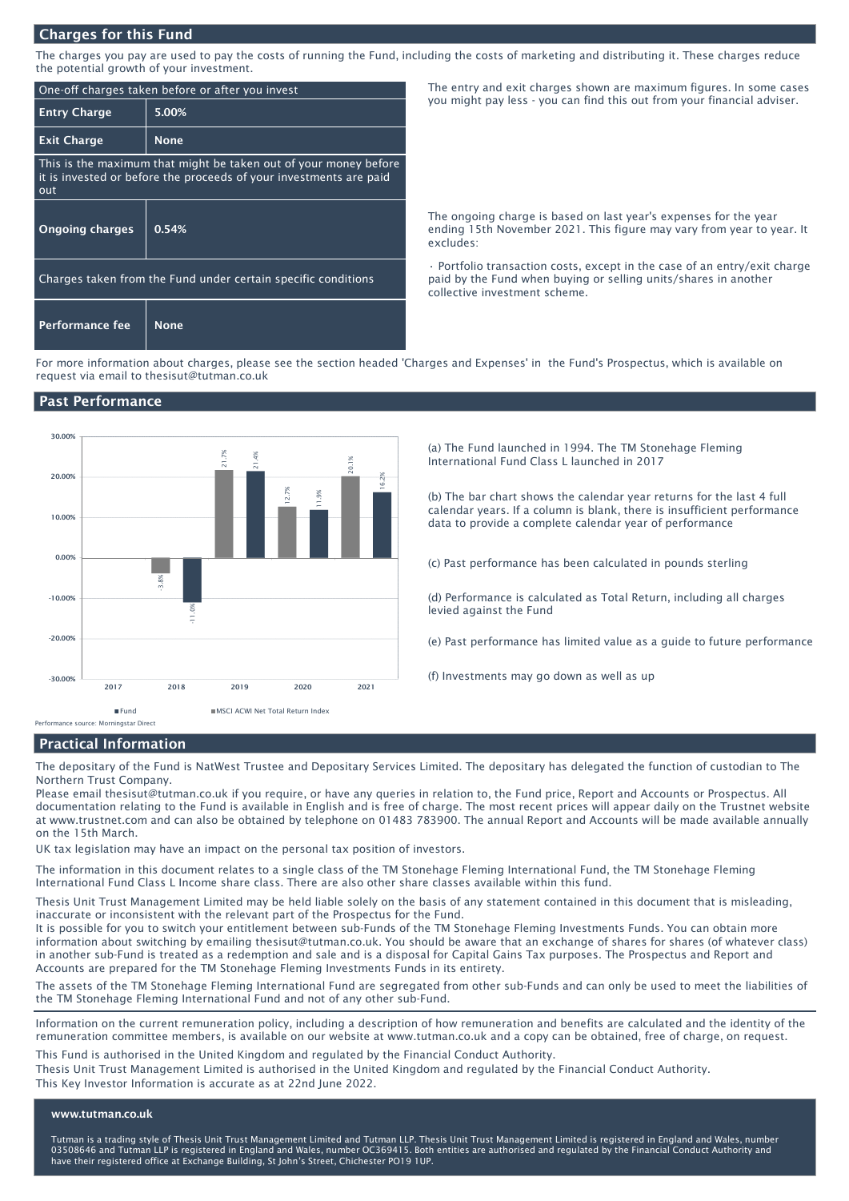## Charges for this Fund

The charges you pay are used to pay the costs of running the Fund, including the costs of marketing and distributing it. These charges reduce the potential growth of your investment.

| One-off charges taken before or after you invest | |
|---|---|
| **Entry Charge** | **5.00%** |
| **Exit Charge** | **None** |
| This is the maximum that might be taken out of your money before it is invested or before the proceeds of your investments are paid out | |
| **Ongoing charges** | **0.54%** |
| Charges taken from the Fund under certain specific conditions | |
| **Performance fee** | **None** |

The entry and exit charges shown are maximum figures. In some cases you might pay less - you can find this out from your financial adviser.

The ongoing charge is based on last year's expenses for the year ending 15th November 2021. This figure may vary from year to year. It excludes:

- Portfolio transaction costs, except in the case of an entry/exit charge paid by the Fund when buying or selling units/shares in another collective investment scheme.

For more information about charges, please see the section headed 'Charges and Expenses' in the Fund's Prospectus, which is available on request via email to thesisut@tutman.co.uk

## Past Performance

30.00%
20.00%
10.00%
0.00%
-10.00%
-20.00%
-30.00%

-3.8%
-11.0%
21.7%
21.4%
12.7%
11.9%
20.1%
16.2%

2017
2018
2019
2020
2021

Fund
MSCI ACWI Net Total Return Index

Performance source: Morningstar Direct

(a) The Fund launched in 1994. The TM Stonehage Fleming International Fund Class L launched in 2017

(b) The bar chart shows the calendar year returns for the last 4 full calendar years. If a column is blank, there is insufficient performance data to provide a complete calendar year of performance

(c) Past performance has been calculated in pounds sterling

(d) Performance is calculated as Total Return, including all charges levied against the Fund

(e) Past performance has limited value as a guide to future performance

(f) Investments may go down as well as up

## Practical Information

The depositary of the Fund is NatWest Trustee and Depositary Services Limited. The depositary has delegated the function of custodian to The Northern Trust Company.

Please email thesisut@tutman.co.uk if you require, or have any queries in relation to, the Fund price, Report and Accounts or Prospectus. All documentation relating to the Fund is available in English and is free of charge. The most recent prices will appear daily on the Trustnet website at www.trustnet.com and can also be obtained by telephone on 01483 783900. The annual Report and Accounts will be made available annually on the 15th March.

UK tax legislation may have an impact on the personal tax position of investors.

The information in this document relates to a single class of the TM Stonehage Fleming International Fund, the TM Stonehage Fleming International Fund Class L Income share class. There are also other share classes available within this fund.

Thesis Unit Trust Management Limited may be held liable solely on the basis of any statement contained in this document that is misleading, inaccurate or inconsistent with the relevant part of the Prospectus for the Fund.

It is possible for you to switch your entitlement between sub-Funds of the TM Stonehage Fleming Investments Funds. You can obtain more information about switching by emailing thesisut@tutman.co.uk. You should be aware that an exchange of shares for shares (of whatever class) in another sub-Fund is treated as a redemption and sale and is a disposal for Capital Gains Tax purposes. The Prospectus and Report and Accounts are prepared for the TM Stonehage Fleming Investments Funds in its entirety.

The assets of the TM Stonehage Fleming International Fund are segregated from other sub-Funds and can only be used to meet the liabilities of the TM Stonehage Fleming International Fund and not of any other sub-Fund.

Information on the current remuneration policy, including a description of how remuneration and benefits are calculated and the identity of the remuneration committee members, is available on our website at www.tutman.co.uk and a copy can be obtained, free of charge, on request.

This Fund is authorised in the United Kingdom and regulated by the Financial Conduct Authority.

Thesis Unit Trust Management Limited is authorised in the United Kingdom and regulated by the Financial Conduct Authority.

This Key Investor Information is accurate as at 22nd June 2022.

**www.tutman.co.uk**

Tutman is a trading style of Thesis Unit Trust Management Limited and Tutman LLP. Thesis Unit Trust Management Limited is registered in England and Wales, number 03508646 and Tutman LLP is registered in England and Wales, number OC369415. Both entities are authorised and regulated by the Financial Conduct Authority and have their registered office at Exchange Building, St John's Street, Chichester PO19 1UP.